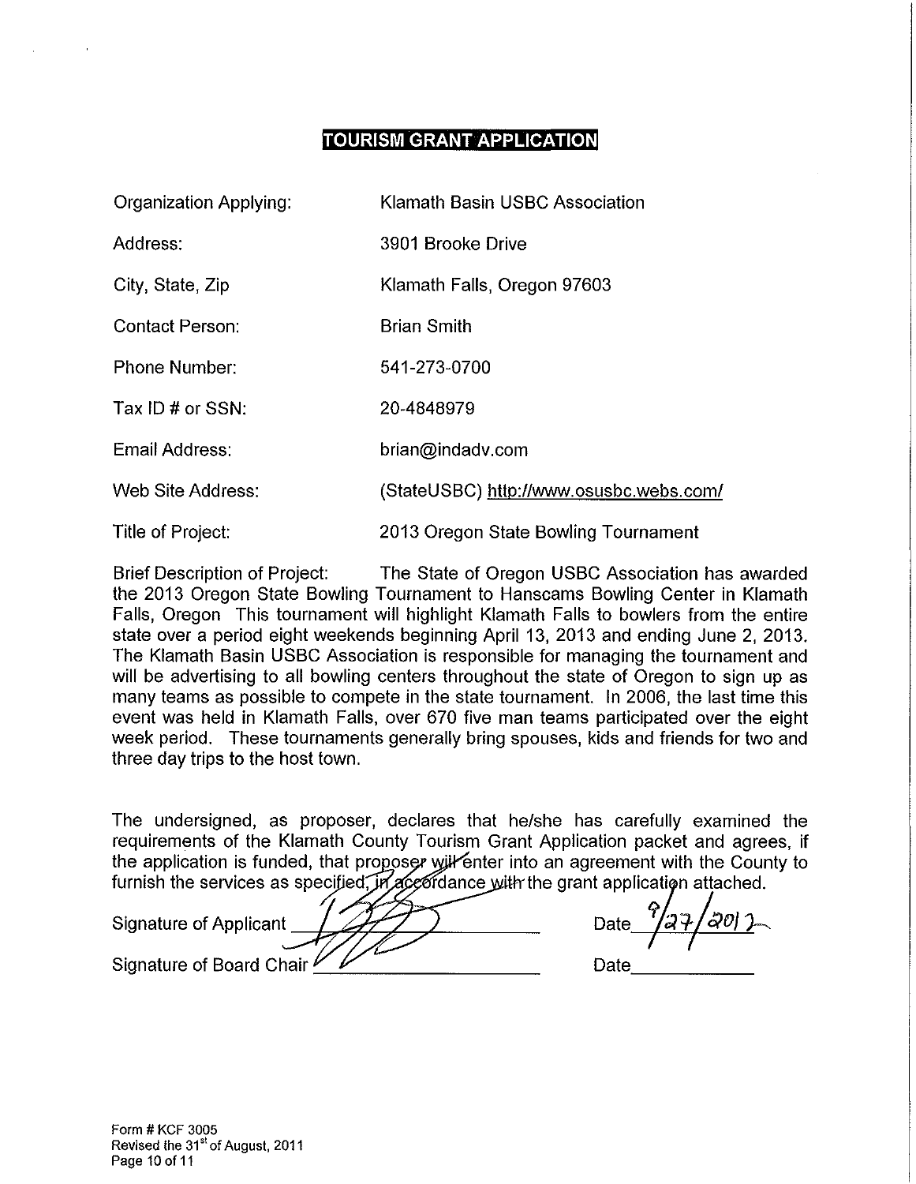# TOURISM GRANT APPLICATION

| | |
|---|---|
| Organization Applying: | Klamath Basin USBC Association |
| Address: | 3901 Brooke Drive |
| City, State, Zip | Klamath Falls, Oregon 97603 |
| Contact Person: | Brian Smith |
| Phone Number: | 541-273-0700 |
| Tax ID # or SSN: | 20-4848979 |
| Email Address: | brian@indadv.com |
| Web Site Address: | (StateUSBC) http://www.osusbc.webs.com/ |
| Title of Project: | 2013 Oregon State Bowling Tournament |

Brief Description of Project: The State of Oregon USBC Association has awarded the 2013 Oregon State Bowling Tournament to Hanscams Bowling Center in Klamath Falls, Oregon This tournament will highlight Klamath Falls to bowlers from the entire state over a period eight weekends beginning April 13, 2013 and ending June 2, 2013. The Klamath Basin USBC Association is responsible for managing the tournament and will be advertising to all bowling centers throughout the state of Oregon to sign up as many teams as possible to compete in the state tournament. In 2006, the last time this event was held in Klamath Falls, over 670 five man teams participated over the eight week period. These tournaments generally bring spouses, kids and friends for two and three day trips to the host town.

The undersigned, as proposer, declares that he/she has carefully examined the requirements of the Klamath County Tourism Grant Application packet and agrees, if the application is funded, that proposer will enter into an agreement with the County to furnish the services as specified, in accordance with the grant application attached.

Signature of Applicant ____________________ Date 9/27/2012

Signature of Board Chair ____________________ Date ____________

Form # KCF 3005
Revised the 31st of August, 2011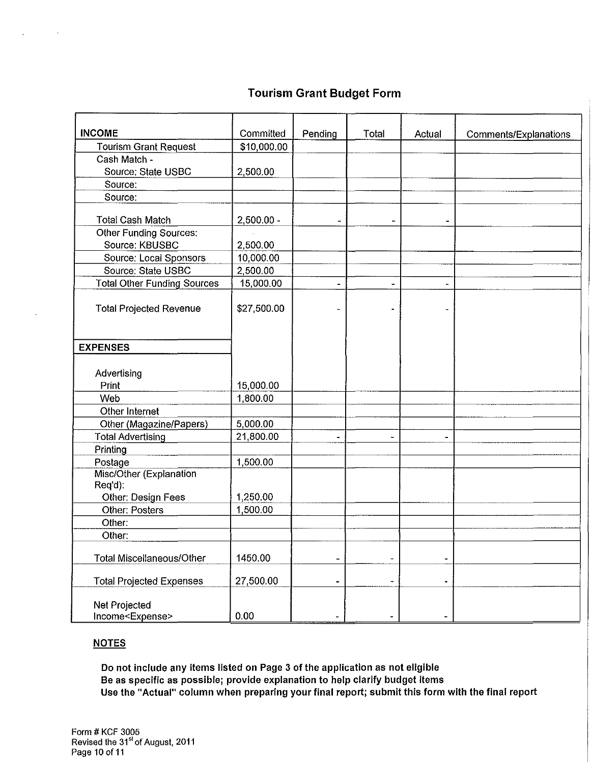## Tourism Grant Budget Form

| INCOME | Committed | Pending | Total | Actual | Comments/Explanations |
|---|---|---|---|---|---|
| Tourism Grant Request | $10,000.00 | | | | |
| Cash Match - Source: State USBC | 2,500.00 | | | | |
| Source: | | | | | |
| Source: | | | | | |
| Total Cash Match | 2,500.00 - | - | - | - | |
| Other Funding Sources: Source: KBUSBC | 2,500.00 | | | | |
| Source: Local Sponsors | 10,000.00 | | | | |
| Source: State USBC | 2,500.00 | | | | |
| Total Other Funding Sources | 15,000.00 | - | - | - | |
| Total Projected Revenue | $27,500.00 | - | - | - | |
| **EXPENSES** | | | | | |
| Advertising Print | 15,000.00 | | | | |
| Web | 1,800.00 | | | | |
| Other Internet | | | | | |
| Other (Magazine/Papers) | 5,000.00 | | | | |
| Total Advertising | 21,800.00 | - | - | - | |
| Printing | | | | | |
| Postage | 1,500.00 | | | | |
| Misc/Other (Explanation Req'd): Other: Design Fees | 1,250.00 | | | | |
| Other: Posters | 1,500.00 | | | | |
| Other: | | | | | |
| Other: | | | | | |
| Total Miscellaneous/Other | 1450.00 | - | - | - | |
| Total Projected Expenses | 27,500.00 | - | - | - | |
| Net Projected Income<Expense> | 0.00 | - | - | - | |

**NOTES**

**Do not include any items listed on Page 3 of the application as not eligible**
**Be as specific as possible; provide explanation to help clarify budget items**
**Use the "Actual" column when preparing your final report; submit this form with the final report**

Form # KCF 3005
Revised the 31st of August, 2011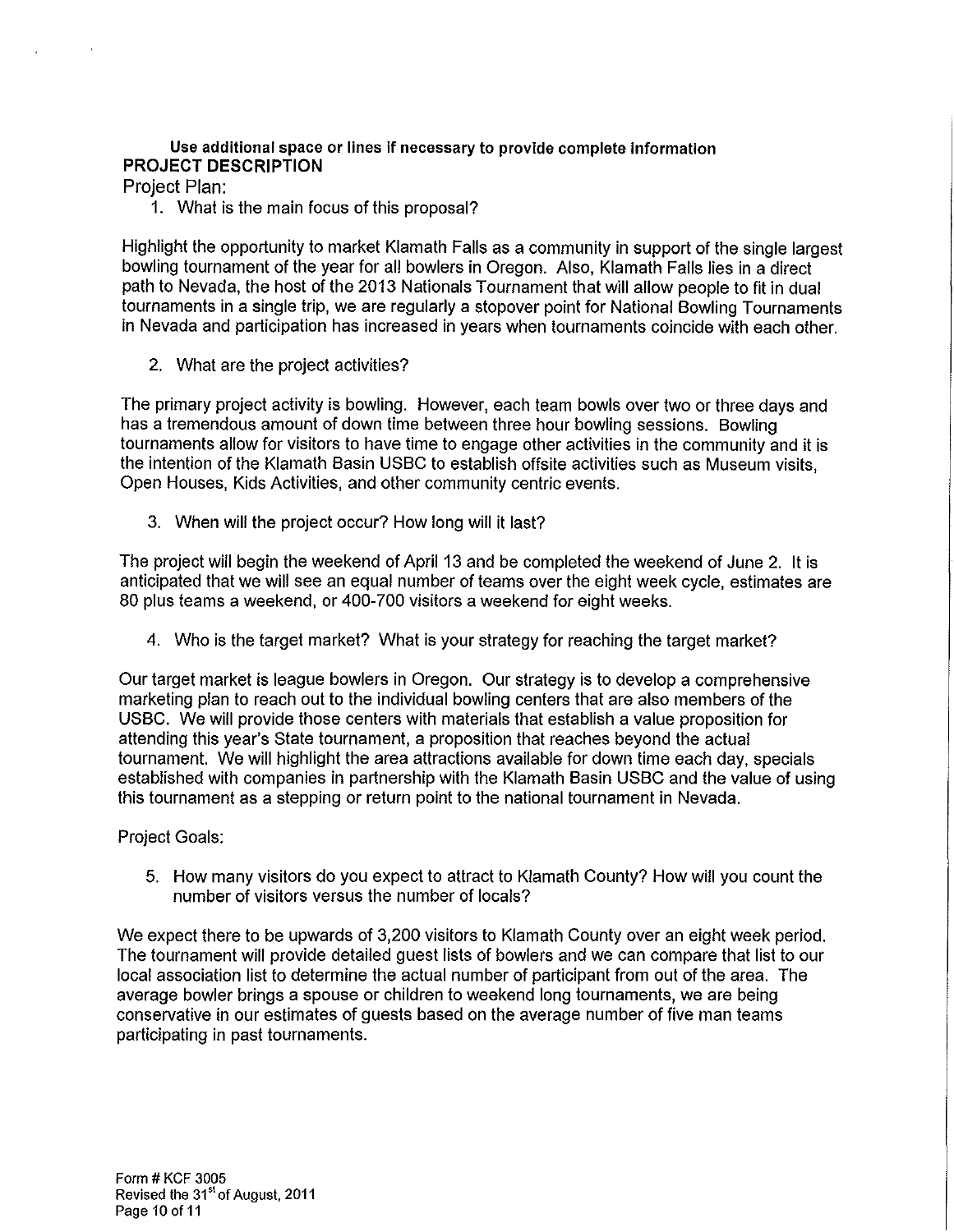**Use additional space or lines if necessary to provide complete information**

## PROJECT DESCRIPTION

Project Plan:

1. What is the main focus of this proposal?

Highlight the opportunity to market Klamath Falls as a community in support of the single largest bowling tournament of the year for all bowlers in Oregon. Also, Klamath Falls lies in a direct path to Nevada, the host of the 2013 Nationals Tournament that will allow people to fit in dual tournaments in a single trip, we are regularly a stopover point for National Bowling Tournaments in Nevada and participation has increased in years when tournaments coincide with each other.

2. What are the project activities?

The primary project activity is bowling. However, each team bowls over two or three days and has a tremendous amount of down time between three hour bowling sessions. Bowling tournaments allow for visitors to have time to engage other activities in the community and it is the intention of the Klamath Basin USBC to establish offsite activities such as Museum visits, Open Houses, Kids Activities, and other community centric events.

3. When will the project occur? How long will it last?

The project will begin the weekend of April 13 and be completed the weekend of June 2. It is anticipated that we will see an equal number of teams over the eight week cycle, estimates are 80 plus teams a weekend, or 400-700 visitors a weekend for eight weeks.

4. Who is the target market? What is your strategy for reaching the target market?

Our target market is league bowlers in Oregon. Our strategy is to develop a comprehensive marketing plan to reach out to the individual bowling centers that are also members of the USBC. We will provide those centers with materials that establish a value proposition for attending this year's State tournament, a proposition that reaches beyond the actual tournament. We will highlight the area attractions available for down time each day, specials established with companies in partnership with the Klamath Basin USBC and the value of using this tournament as a stepping or return point to the national tournament in Nevada.

Project Goals:

5. How many visitors do you expect to attract to Klamath County? How will you count the number of visitors versus the number of locals?

We expect there to be upwards of 3,200 visitors to Klamath County over an eight week period. The tournament will provide detailed guest lists of bowlers and we can compare that list to our local association list to determine the actual number of participant from out of the area. The average bowler brings a spouse or children to weekend long tournaments, we are being conservative in our estimates of guests based on the average number of five man teams participating in past tournaments.

Form # KCF 3005
Revised the 31st of August, 2011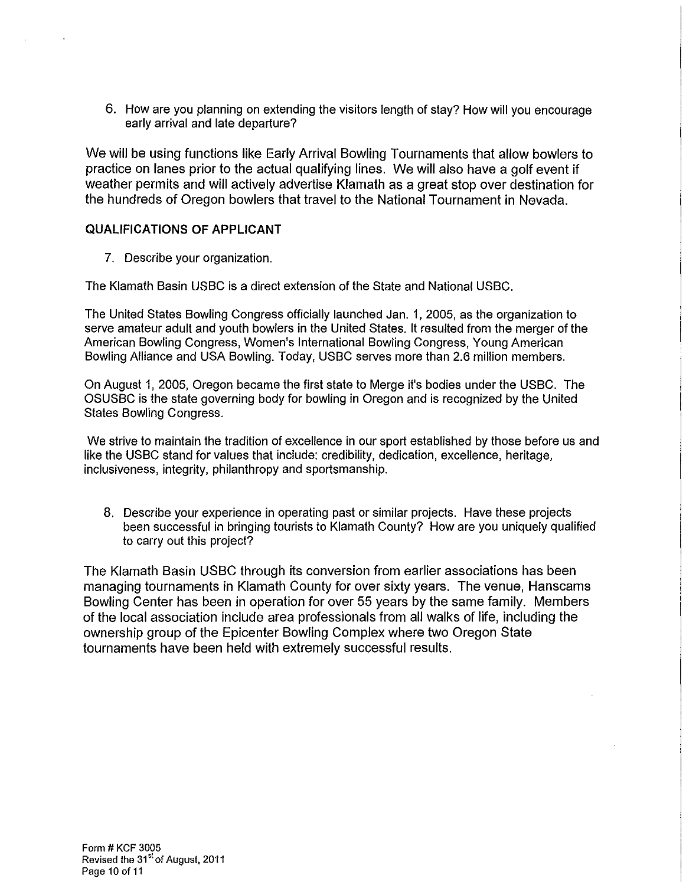6. How are you planning on extending the visitors length of stay? How will you encourage early arrival and late departure?

We will be using functions like Early Arrival Bowling Tournaments that allow bowlers to practice on lanes prior to the actual qualifying lines. We will also have a golf event if weather permits and will actively advertise Klamath as a great stop over destination for the hundreds of Oregon bowlers that travel to the National Tournament in Nevada.

## QUALIFICATIONS OF APPLICANT

7. Describe your organization.

The Klamath Basin USBC is a direct extension of the State and National USBC.

The United States Bowling Congress officially launched Jan. 1, 2005, as the organization to serve amateur adult and youth bowlers in the United States. It resulted from the merger of the American Bowling Congress, Women's International Bowling Congress, Young American Bowling Alliance and USA Bowling. Today, USBC serves more than 2.6 million members.

On August 1, 2005, Oregon became the first state to Merge it's bodies under the USBC. The OSUSBC is the state governing body for bowling in Oregon and is recognized by the United States Bowling Congress.

We strive to maintain the tradition of excellence in our sport established by those before us and like the USBC stand for values that include: credibility, dedication, excellence, heritage, inclusiveness, integrity, philanthropy and sportsmanship.

8. Describe your experience in operating past or similar projects. Have these projects been successful in bringing tourists to Klamath County? How are you uniquely qualified to carry out this project?

The Klamath Basin USBC through its conversion from earlier associations has been managing tournaments in Klamath County for over sixty years. The venue, Hanscams Bowling Center has been in operation for over 55 years by the same family. Members of the local association include area professionals from all walks of life, including the ownership group of the Epicenter Bowling Complex where two Oregon State tournaments have been held with extremely successful results.

Form # KCF 3005
Revised the 31st of August, 2011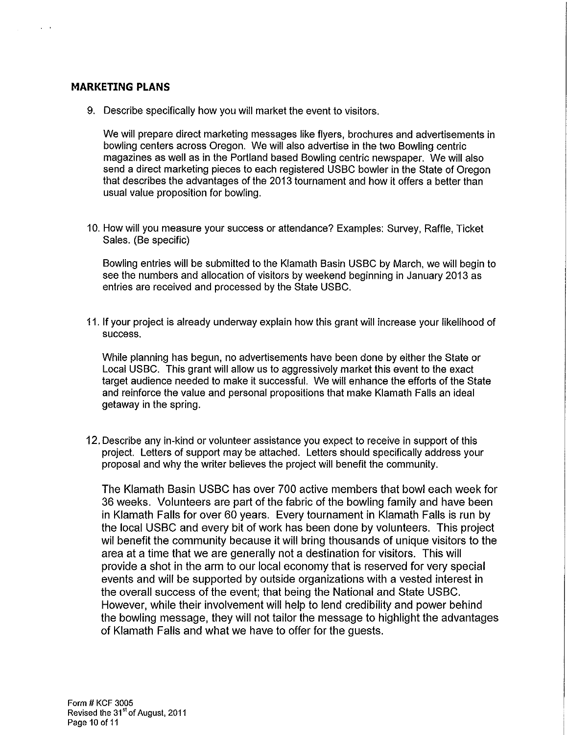## MARKETING PLANS

9. Describe specifically how you will market the event to visitors.

   We will prepare direct marketing messages like flyers, brochures and advertisements in bowling centers across Oregon. We will also advertise in the two Bowling centric magazines as well as in the Portland based Bowling centric newspaper. We will also send a direct marketing pieces to each registered USBC bowler in the State of Oregon that describes the advantages of the 2013 tournament and how it offers a better than usual value proposition for bowling.

10. How will you measure your success or attendance? Examples: Survey, Raffle, Ticket Sales. (Be specific)

    Bowling entries will be submitted to the Klamath Basin USBC by March, we will begin to see the numbers and allocation of visitors by weekend beginning in January 2013 as entries are received and processed by the State USBC.

11. If your project is already underway explain how this grant will increase your likelihood of success.

    While planning has begun, no advertisements have been done by either the State or Local USBC. This grant will allow us to aggressively market this event to the exact target audience needed to make it successful. We will enhance the efforts of the State and reinforce the value and personal propositions that make Klamath Falls an ideal getaway in the spring.

12. Describe any in-kind or volunteer assistance you expect to receive in support of this project. Letters of support may be attached. Letters should specifically address your proposal and why the writer believes the project will benefit the community.

    The Klamath Basin USBC has over 700 active members that bowl each week for 36 weeks. Volunteers are part of the fabric of the bowling family and have been in Klamath Falls for over 60 years. Every tournament in Klamath Falls is run by the local USBC and every bit of work has been done by volunteers. This project wil benefit the community because it will bring thousands of unique visitors to the area at a time that we are generally not a destination for visitors. This will provide a shot in the arm to our local economy that is reserved for very special events and will be supported by outside organizations with a vested interest in the overall success of the event; that being the National and State USBC. However, while their involvement will help to lend credibility and power behind the bowling message, they will not tailor the message to highlight the advantages of Klamath Falls and what we have to offer for the guests.

Form # KCF 3005
Revised the 31st of August, 2011